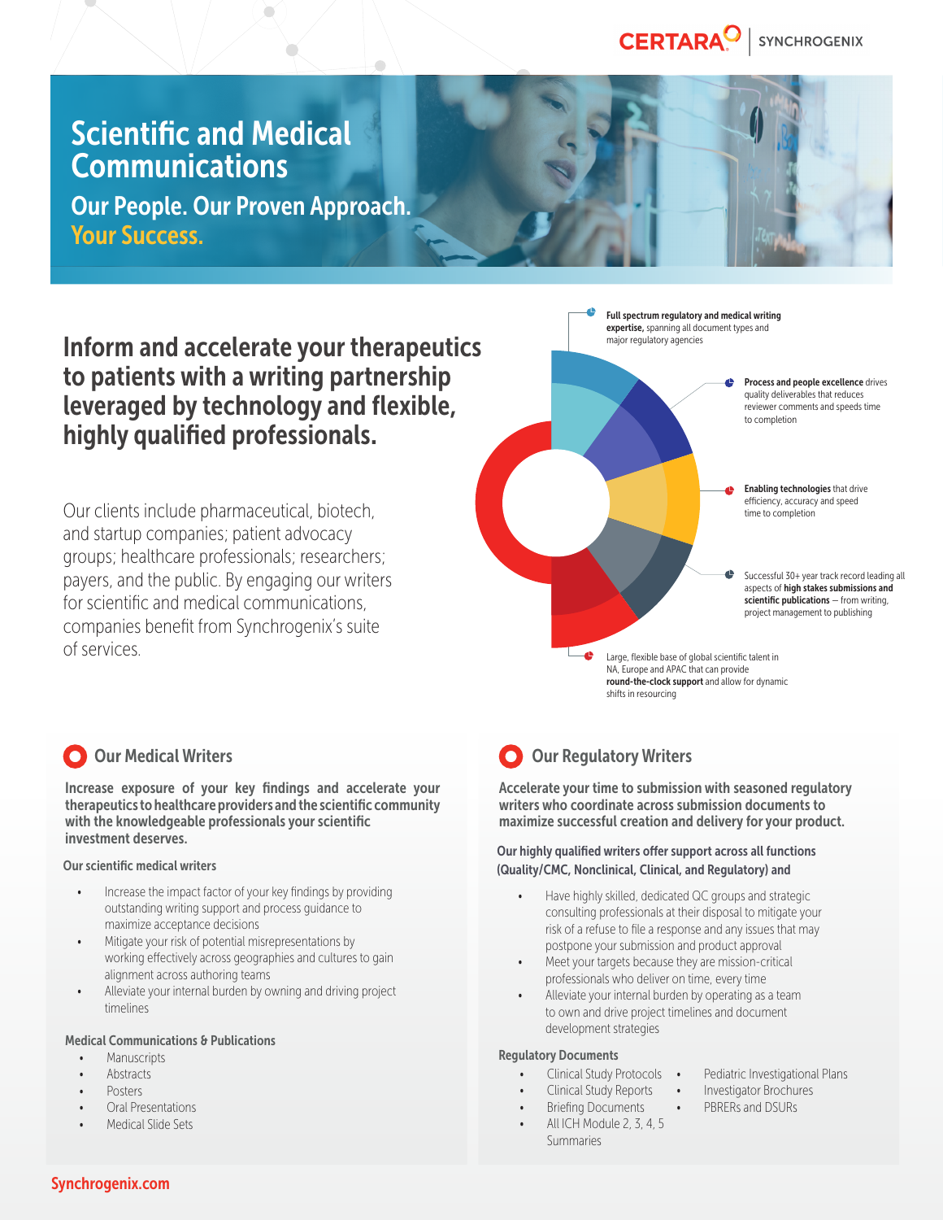# Scientific and Medical Communications

## Our People. Our Proven Approach. Your Success.

## Inform and accelerate your therapeutics to patients with a writing partnership leveraged by technology and flexible, highly qualified professionals.

Our clients include pharmaceutical, biotech, and startup companies; patient advocacy groups; healthcare professionals; researchers; payers, and the public. By engaging our writers for scientific and medical communications, companies benefit from Synchrogenix's suite of services.

- **Full spectrum regulatory and medical writing expertise,** spanning all document types and major regulatory agencies
- **Process and people excellence** drives quality deliverables that reduces reviewer comments and speeds time to completion
- **Enabling technologies** that drive efficiency, accuracy and speed time to completion
- Successful 30+ year track record leading all aspects of **high stakes submissions and scientific publications** – from writing, project management to publishing
- Large, flexible base of global scientific talent in NA, Europe and APAC that can provide **round-the-clock support** and allow for dynamic shifts in resourcing

## Our Medical Writers

**Increase exposure of your key findings and accelerate your therapeutics to healthcare providers and the scientific community with the knowledgeable professionals your scientific investment deserves.**

### Our scientific medical writers

- Increase the impact factor of your key findings by providing outstanding writing support and process guidance to maximize acceptance decisions
- Mitigate your risk of potential misrepresentations by working effectively across geographies and cultures to gain alignment across authoring teams
- Alleviate your internal burden by owning and driving project timelines

### Medical Communications & Publications

- Manuscripts
- Abstracts
- Posters
- Oral Presentations
- Medical Slide Sets

## Our Regulatory Writers

**Accelerate your time to submission with seasoned regulatory writers who coordinate across submission documents to maximize successful creation and delivery for your product.**

### Our highly qualified writers offer support across all functions (Quality/CMC, Nonclinical, Clinical, and Regulatory) and

- Have highly skilled, dedicated QC groups and strategic consulting professionals at their disposal to mitigate your risk of a refuse to file a response and any issues that may postpone your submission and product approval
- Meet your targets because they are mission-critical professionals who deliver on time, every time
- Alleviate your internal burden by operating as a team to own and drive project timelines and document development strategies

### Regulatory Documents

- Clinical Study Protocols
- Clinical Study Reports
- Briefing Documents
- All ICH Module 2, 3, 4, 5 Summaries
- Pediatric Investigational Plans
- Investigator Brochures
- PBRERs and DSURs

Synchrogenix.com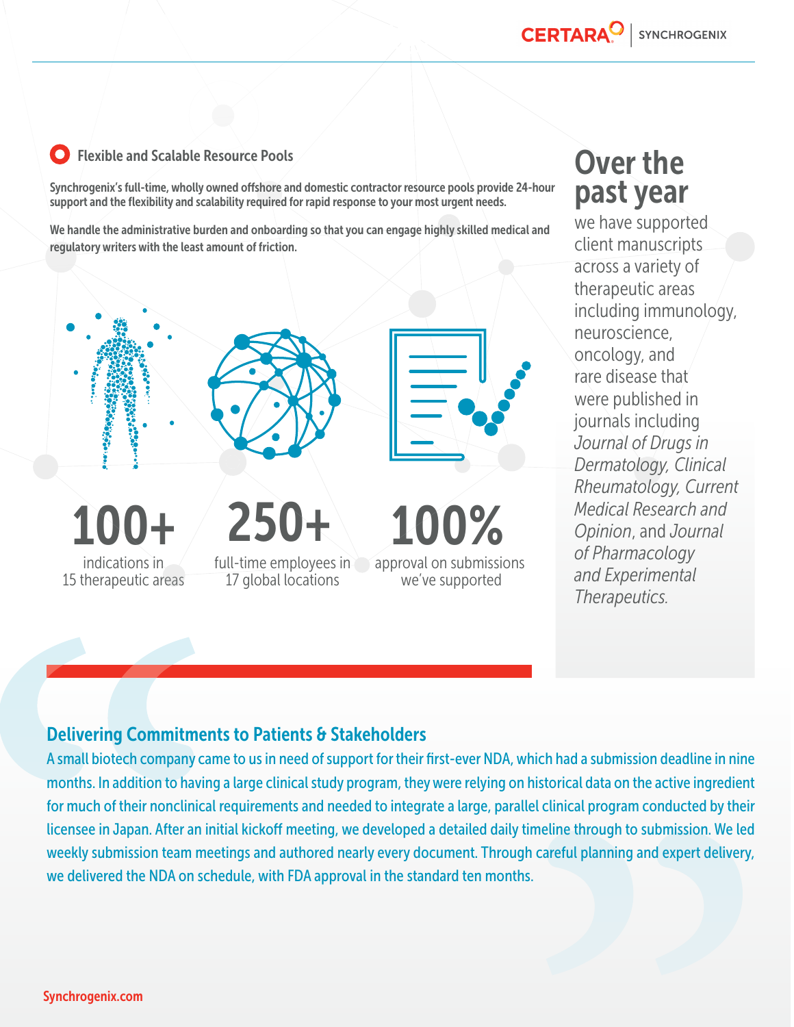## Flexible and Scalable Resource Pools

**Synchrogenix's full-time, wholly owned offshore and domestic contractor resource pools provide 24-hour support and the flexibility and scalability required for rapid response to your most urgent needs.**

**We handle the administrative burden and onboarding so that you can engage highly skilled medical and regulatory writers with the least amount of friction.**

**100+**
indications in 15 therapeutic areas

**250+**
full-time employees in 17 global locations

**100%**
approval on submissions we've supported

## Over the past year

we have supported client manuscripts across a variety of therapeutic areas including immunology, neuroscience, oncology, and rare disease that were published in journals including *Journal of Drugs in Dermatology*, *Clinical Rheumatology*, *Current Medical Research and Opinion*, and *Journal of Pharmacology and Experimental Therapeutics*.

## Delivering Commitments to Patients & Stakeholders

A small biotech company came to us in need of support for their first-ever NDA, which had a submission deadline in nine months. In addition to having a large clinical study program, they were relying on historical data on the active ingredient for much of their nonclinical requirements and needed to integrate a large, parallel clinical program conducted by their licensee in Japan. After an initial kickoff meeting, we developed a detailed daily timeline through to submission. We led weekly submission team meetings and authored nearly every document. Through careful planning and expert delivery, we delivered the NDA on schedule, with FDA approval in the standard ten months.

Synchrogenix.com